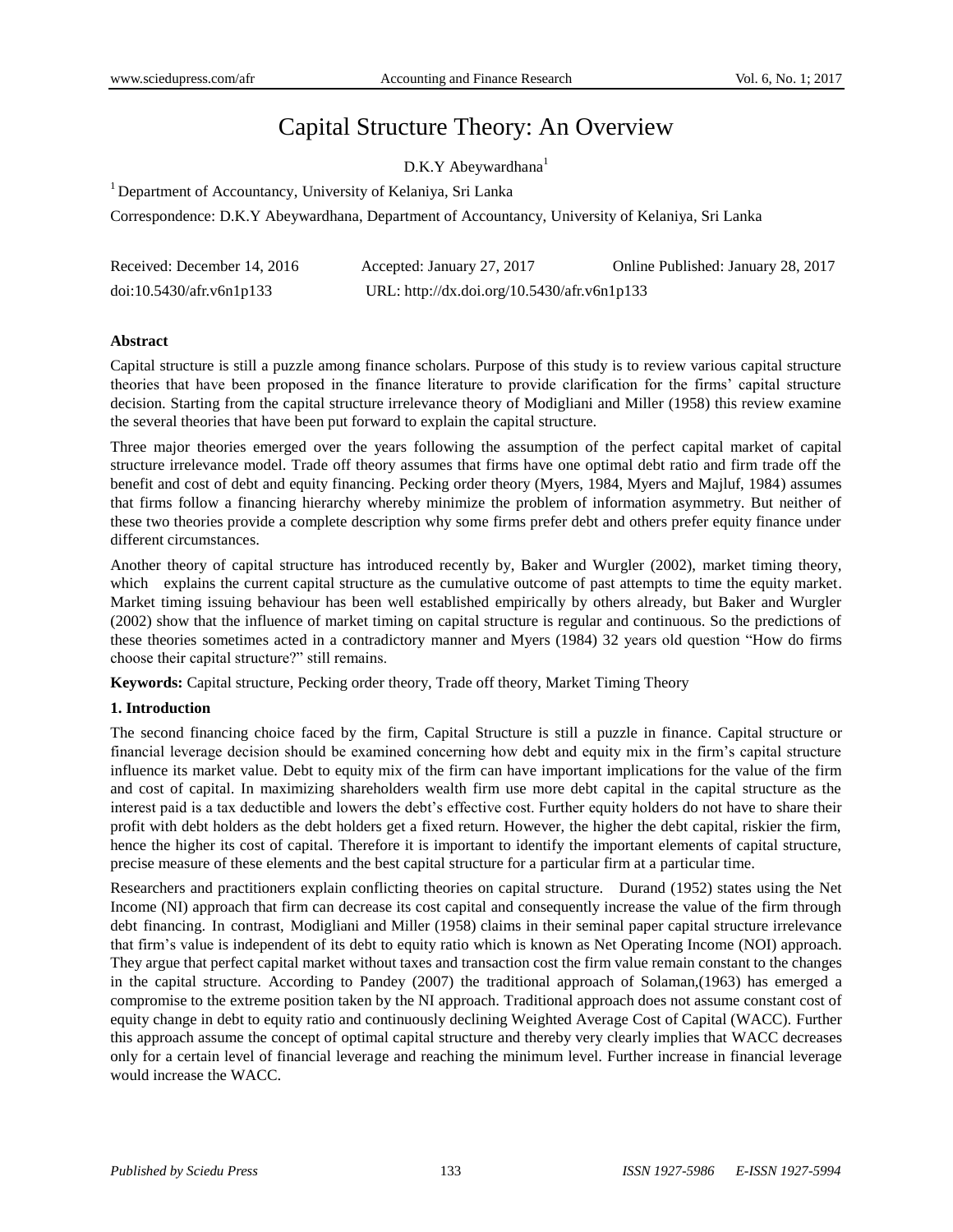# Capital Structure Theory: An Overview

D.K.Y Abeywardhana[1]

[1] Department of Accountancy, University of Kelaniya, Sri Lanka

Correspondence: D.K.Y Abeywardhana, Department of Accountancy, University of Kelaniya, Sri Lanka

Received: December 14, 2016 Accepted: January 27, 2017 Online Published: January 28, 2017

doi:10.5430/afr.v6n1p133 URL: http://dx.doi.org/10.5430/afr.v6n1p133

**Abstract**

Capital structure is still a puzzle among finance scholars. Purpose of this study is to review various capital structure theories that have been proposed in the finance literature to provide clarification for the firms' capital structure decision. Starting from the capital structure irrelevance theory of Modigliani and Miller (1958) this review examine the several theories that have been put forward to explain the capital structure.

Three major theories emerged over the years following the assumption of the perfect capital market of capital structure irrelevance model. Trade off theory assumes that firms have one optimal debt ratio and firm trade off the benefit and cost of debt and equity financing. Pecking order theory (Myers, 1984, Myers and Majluf, 1984) assumes that firms follow a financing hierarchy whereby minimize the problem of information asymmetry. But neither of these two theories provide a complete description why some firms prefer debt and others prefer equity finance under different circumstances.

Another theory of capital structure has introduced recently by, Baker and Wurgler (2002), market timing theory, which explains the current capital structure as the cumulative outcome of past attempts to time the equity market. Market timing issuing behaviour has been well established empirically by others already, but Baker and Wurgler (2002) show that the influence of market timing on capital structure is regular and continuous. So the predictions of these theories sometimes acted in a contradictory manner and Myers (1984) 32 years old question "How do firms choose their capital structure?" still remains.

**Keywords:** Capital structure, Pecking order theory, Trade off theory, Market Timing Theory

## 1. Introduction

The second financing choice faced by the firm, Capital Structure is still a puzzle in finance. Capital structure or financial leverage decision should be examined concerning how debt and equity mix in the firm's capital structure influence its market value. Debt to equity mix of the firm can have important implications for the value of the firm and cost of capital. In maximizing shareholders wealth firm use more debt capital in the capital structure as the interest paid is a tax deductible and lowers the debt's effective cost. Further equity holders do not have to share their profit with debt holders as the debt holders get a fixed return. However, the higher the debt capital, riskier the firm, hence the higher its cost of capital. Therefore it is important to identify the important elements of capital structure, precise measure of these elements and the best capital structure for a particular firm at a particular time.

Researchers and practitioners explain conflicting theories on capital structure. Durand (1952) states using the Net Income (NI) approach that firm can decrease its cost capital and consequently increase the value of the firm through debt financing. In contrast, Modigliani and Miller (1958) claims in their seminal paper capital structure irrelevance that firm's value is independent of its debt to equity ratio which is known as Net Operating Income (NOI) approach. They argue that perfect capital market without taxes and transaction cost the firm value remain constant to the changes in the capital structure. According to Pandey (2007) the traditional approach of Solaman,(1963) has emerged a compromise to the extreme position taken by the NI approach. Traditional approach does not assume constant cost of equity change in debt to equity ratio and continuously declining Weighted Average Cost of Capital (WACC). Further this approach assume the concept of optimal capital structure and thereby very clearly implies that WACC decreases only for a certain level of financial leverage and reaching the minimum level. Further increase in financial leverage would increase the WACC.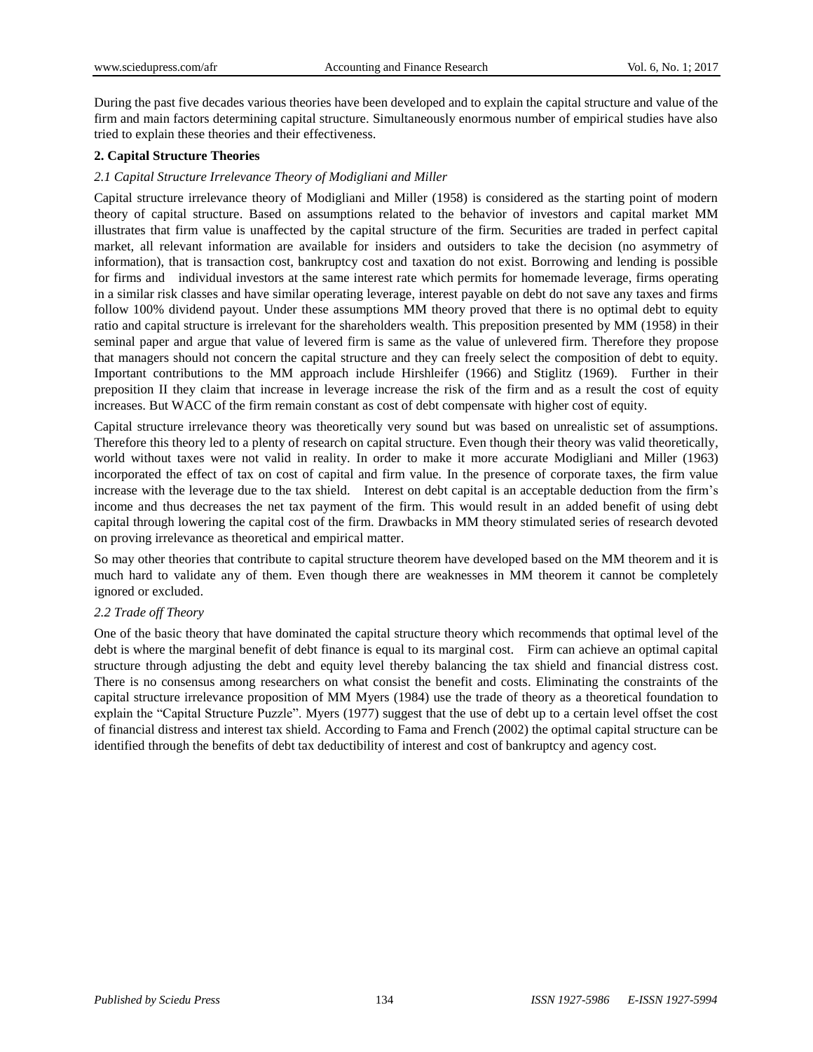During the past five decades various theories have been developed and to explain the capital structure and value of the firm and main factors determining capital structure. Simultaneously enormous number of empirical studies have also tried to explain these theories and their effectiveness.

## 2. Capital Structure Theories

### *2.1 Capital Structure Irrelevance Theory of Modigliani and Miller*

Capital structure irrelevance theory of Modigliani and Miller (1958) is considered as the starting point of modern theory of capital structure. Based on assumptions related to the behavior of investors and capital market MM illustrates that firm value is unaffected by the capital structure of the firm. Securities are traded in perfect capital market, all relevant information are available for insiders and outsiders to take the decision (no asymmetry of information), that is transaction cost, bankruptcy cost and taxation do not exist. Borrowing and lending is possible for firms and individual investors at the same interest rate which permits for homemade leverage, firms operating in a similar risk classes and have similar operating leverage, interest payable on debt do not save any taxes and firms follow 100% dividend payout. Under these assumptions MM theory proved that there is no optimal debt to equity ratio and capital structure is irrelevant for the shareholders wealth. This preposition presented by MM (1958) in their seminal paper and argue that value of levered firm is same as the value of unlevered firm. Therefore they propose that managers should not concern the capital structure and they can freely select the composition of debt to equity. Important contributions to the MM approach include Hirshleifer (1966) and Stiglitz (1969). Further in their preposition II they claim that increase in leverage increase the risk of the firm and as a result the cost of equity increases. But WACC of the firm remain constant as cost of debt compensate with higher cost of equity.

Capital structure irrelevance theory was theoretically very sound but was based on unrealistic set of assumptions. Therefore this theory led to a plenty of research on capital structure. Even though their theory was valid theoretically, world without taxes were not valid in reality. In order to make it more accurate Modigliani and Miller (1963) incorporated the effect of tax on cost of capital and firm value. In the presence of corporate taxes, the firm value increase with the leverage due to the tax shield. Interest on debt capital is an acceptable deduction from the firm's income and thus decreases the net tax payment of the firm. This would result in an added benefit of using debt capital through lowering the capital cost of the firm. Drawbacks in MM theory stimulated series of research devoted on proving irrelevance as theoretical and empirical matter.

So may other theories that contribute to capital structure theorem have developed based on the MM theorem and it is much hard to validate any of them. Even though there are weaknesses in MM theorem it cannot be completely ignored or excluded.

### *2.2 Trade off Theory*

One of the basic theory that have dominated the capital structure theory which recommends that optimal level of the debt is where the marginal benefit of debt finance is equal to its marginal cost. Firm can achieve an optimal capital structure through adjusting the debt and equity level thereby balancing the tax shield and financial distress cost. There is no consensus among researchers on what consist the benefit and costs. Eliminating the constraints of the capital structure irrelevance proposition of MM Myers (1984) use the trade of theory as a theoretical foundation to explain the "Capital Structure Puzzle". Myers (1977) suggest that the use of debt up to a certain level offset the cost of financial distress and interest tax shield. According to Fama and French (2002) the optimal capital structure can be identified through the benefits of debt tax deductibility of interest and cost of bankruptcy and agency cost.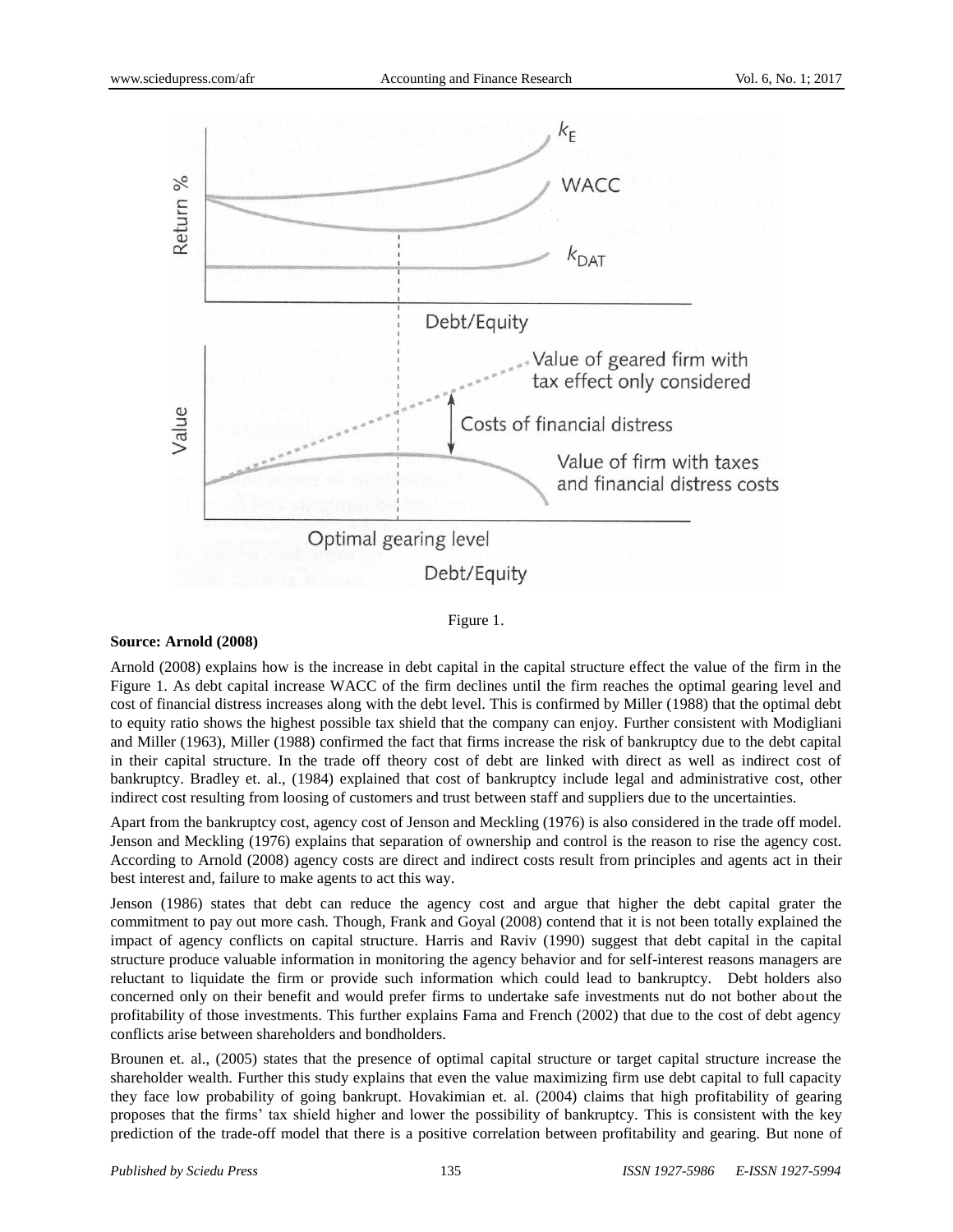Figure 1.

**Source: Arnold (2008)**

Arnold (2008) explains how is the increase in debt capital in the capital structure effect the value of the firm in the Figure 1. As debt capital increase WACC of the firm declines until the firm reaches the optimal gearing level and cost of financial distress increases along with the debt level. This is confirmed by Miller (1988) that the optimal debt to equity ratio shows the highest possible tax shield that the company can enjoy. Further consistent with Modigliani and Miller (1963), Miller (1988) confirmed the fact that firms increase the risk of bankruptcy due to the debt capital in their capital structure. In the trade off theory cost of debt are linked with direct as well as indirect cost of bankruptcy. Bradley et. al., (1984) explained that cost of bankruptcy include legal and administrative cost, other indirect cost resulting from loosing of customers and trust between staff and suppliers due to the uncertainties.

Apart from the bankruptcy cost, agency cost of Jenson and Meckling (1976) is also considered in the trade off model. Jenson and Meckling (1976) explains that separation of ownership and control is the reason to rise the agency cost. According to Arnold (2008) agency costs are direct and indirect costs result from principles and agents act in their best interest and, failure to make agents to act this way.

Jenson (1986) states that debt can reduce the agency cost and argue that higher the debt capital grater the commitment to pay out more cash. Though, Frank and Goyal (2008) contend that it is not been totally explained the impact of agency conflicts on capital structure. Harris and Raviv (1990) suggest that debt capital in the capital structure produce valuable information in monitoring the agency behavior and for self-interest reasons managers are reluctant to liquidate the firm or provide such information which could lead to bankruptcy. Debt holders also concerned only on their benefit and would prefer firms to undertake safe investments nut do not bother about the profitability of those investments. This further explains Fama and French (2002) that due to the cost of debt agency conflicts arise between shareholders and bondholders.

Brounen et. al., (2005) states that the presence of optimal capital structure or target capital structure increase the shareholder wealth. Further this study explains that even the value maximizing firm use debt capital to full capacity they face low probability of going bankrupt. Hovakimian et. al. (2004) claims that high profitability of gearing proposes that the firms' tax shield higher and lower the possibility of bankruptcy. This is consistent with the key prediction of the trade-off model that there is a positive correlation between profitability and gearing. But none of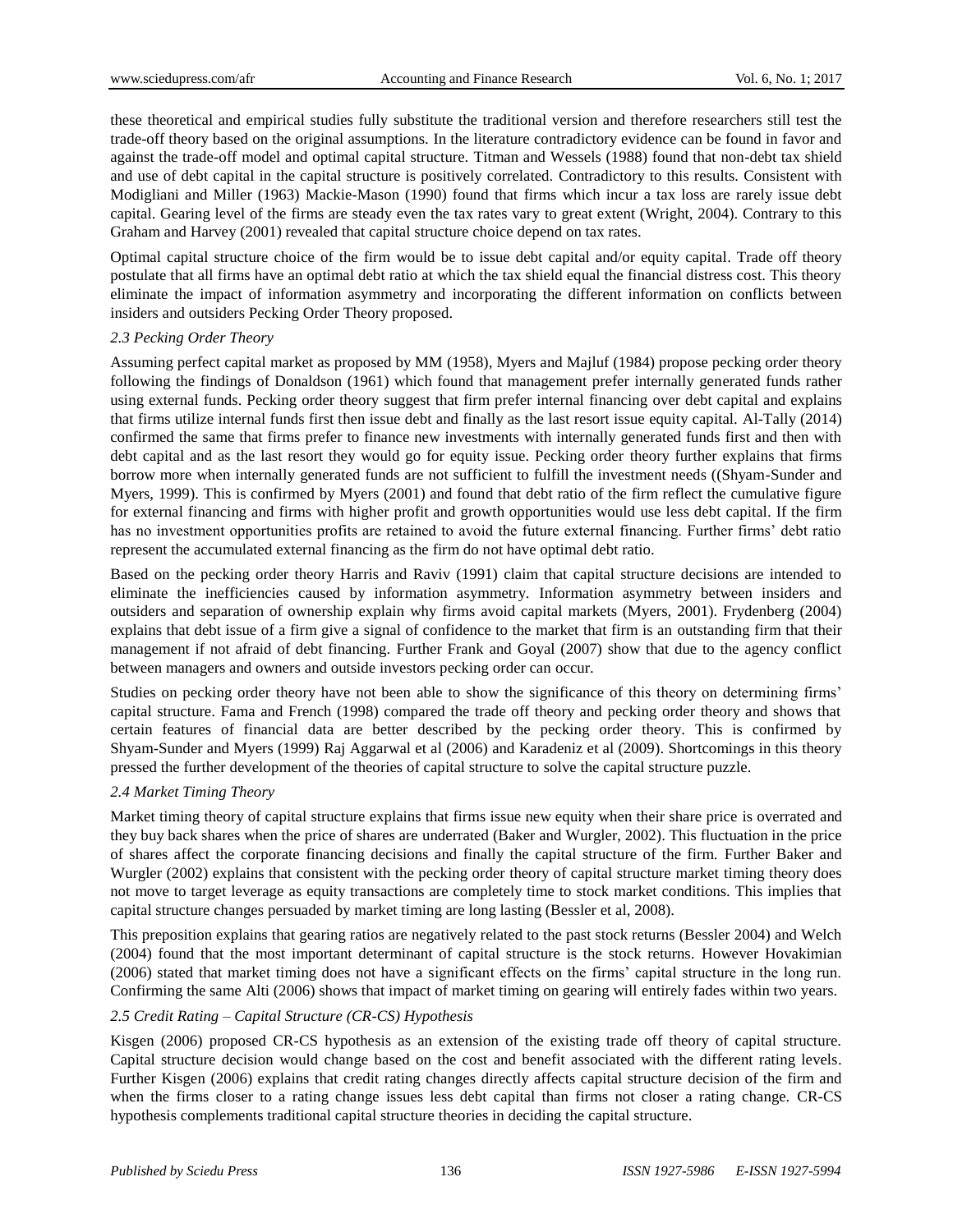these theoretical and empirical studies fully substitute the traditional version and therefore researchers still test the trade-off theory based on the original assumptions. In the literature contradictory evidence can be found in favor and against the trade-off model and optimal capital structure. Titman and Wessels (1988) found that non-debt tax shield and use of debt capital in the capital structure is positively correlated. Contradictory to this results. Consistent with Modigliani and Miller (1963) Mackie-Mason (1990) found that firms which incur a tax loss are rarely issue debt capital. Gearing level of the firms are steady even the tax rates vary to great extent (Wright, 2004). Contrary to this Graham and Harvey (2001) revealed that capital structure choice depend on tax rates.

Optimal capital structure choice of the firm would be to issue debt capital and/or equity capital. Trade off theory postulate that all firms have an optimal debt ratio at which the tax shield equal the financial distress cost. This theory eliminate the impact of information asymmetry and incorporating the different information on conflicts between insiders and outsiders Pecking Order Theory proposed.

### *2.3 Pecking Order Theory*

Assuming perfect capital market as proposed by MM (1958), Myers and Majluf (1984) propose pecking order theory following the findings of Donaldson (1961) which found that management prefer internally generated funds rather using external funds. Pecking order theory suggest that firm prefer internal financing over debt capital and explains that firms utilize internal funds first then issue debt and finally as the last resort issue equity capital. Al-Tally (2014) confirmed the same that firms prefer to finance new investments with internally generated funds first and then with debt capital and as the last resort they would go for equity issue. Pecking order theory further explains that firms borrow more when internally generated funds are not sufficient to fulfill the investment needs ((Shyam-Sunder and Myers, 1999). This is confirmed by Myers (2001) and found that debt ratio of the firm reflect the cumulative figure for external financing and firms with higher profit and growth opportunities would use less debt capital. If the firm has no investment opportunities profits are retained to avoid the future external financing. Further firms' debt ratio represent the accumulated external financing as the firm do not have optimal debt ratio.

Based on the pecking order theory Harris and Raviv (1991) claim that capital structure decisions are intended to eliminate the inefficiencies caused by information asymmetry. Information asymmetry between insiders and outsiders and separation of ownership explain why firms avoid capital markets (Myers, 2001). Frydenberg (2004) explains that debt issue of a firm give a signal of confidence to the market that firm is an outstanding firm that their management if not afraid of debt financing. Further Frank and Goyal (2007) show that due to the agency conflict between managers and owners and outside investors pecking order can occur.

Studies on pecking order theory have not been able to show the significance of this theory on determining firms' capital structure. Fama and French (1998) compared the trade off theory and pecking order theory and shows that certain features of financial data are better described by the pecking order theory. This is confirmed by Shyam-Sunder and Myers (1999) Raj Aggarwal et al (2006) and Karadeniz et al (2009). Shortcomings in this theory pressed the further development of the theories of capital structure to solve the capital structure puzzle.

### *2.4 Market Timing Theory*

Market timing theory of capital structure explains that firms issue new equity when their share price is overrated and they buy back shares when the price of shares are underrated (Baker and Wurgler, 2002). This fluctuation in the price of shares affect the corporate financing decisions and finally the capital structure of the firm. Further Baker and Wurgler (2002) explains that consistent with the pecking order theory of capital structure market timing theory does not move to target leverage as equity transactions are completely time to stock market conditions. This implies that capital structure changes persuaded by market timing are long lasting (Bessler et al, 2008).

This preposition explains that gearing ratios are negatively related to the past stock returns (Bessler 2004) and Welch (2004) found that the most important determinant of capital structure is the stock returns. However Hovakimian (2006) stated that market timing does not have a significant effects on the firms' capital structure in the long run. Confirming the same Alti (2006) shows that impact of market timing on gearing will entirely fades within two years.

### *2.5 Credit Rating – Capital Structure (CR-CS) Hypothesis*

Kisgen (2006) proposed CR-CS hypothesis as an extension of the existing trade off theory of capital structure. Capital structure decision would change based on the cost and benefit associated with the different rating levels. Further Kisgen (2006) explains that credit rating changes directly affects capital structure decision of the firm and when the firms closer to a rating change issues less debt capital than firms not closer a rating change. CR-CS hypothesis complements traditional capital structure theories in deciding the capital structure.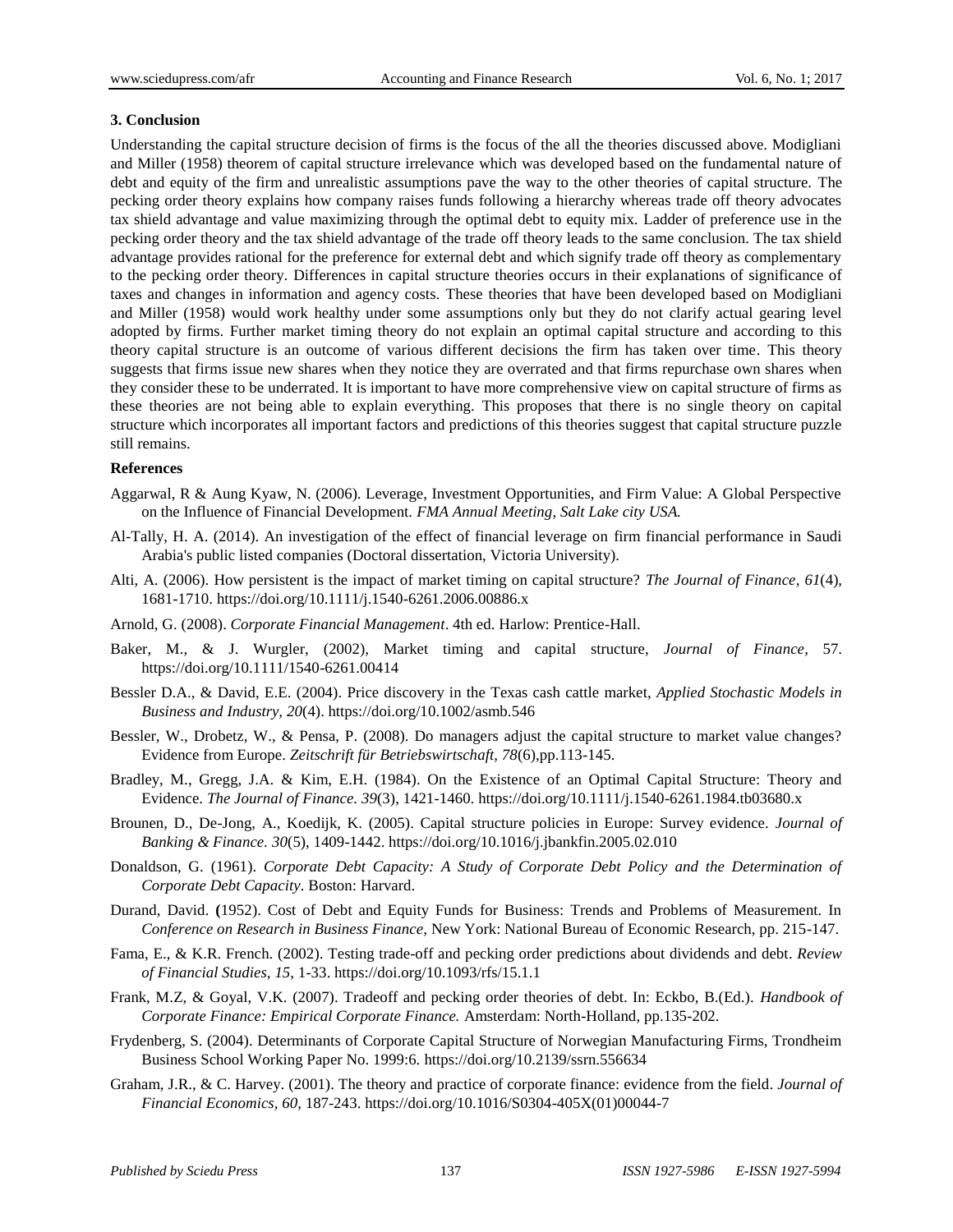### 3. Conclusion

Understanding the capital structure decision of firms is the focus of the all the theories discussed above. Modigliani and Miller (1958) theorem of capital structure irrelevance which was developed based on the fundamental nature of debt and equity of the firm and unrealistic assumptions pave the way to the other theories of capital structure. The pecking order theory explains how company raises funds following a hierarchy whereas trade off theory advocates tax shield advantage and value maximizing through the optimal debt to equity mix. Ladder of preference use in the pecking order theory and the tax shield advantage of the trade off theory leads to the same conclusion. The tax shield advantage provides rational for the preference for external debt and which signify trade off theory as complementary to the pecking order theory. Differences in capital structure theories occurs in their explanations of significance of taxes and changes in information and agency costs. These theories that have been developed based on Modigliani and Miller (1958) would work healthy under some assumptions only but they do not clarify actual gearing level adopted by firms. Further market timing theory do not explain an optimal capital structure and according to this theory capital structure is an outcome of various different decisions the firm has taken over time. This theory suggests that firms issue new shares when they notice they are overrated and that firms repurchase own shares when they consider these to be underrated. It is important to have more comprehensive view on capital structure of firms as these theories are not being able to explain everything. This proposes that there is no single theory on capital structure which incorporates all important factors and predictions of this theories suggest that capital structure puzzle still remains.

### References

Aggarwal, R & Aung Kyaw, N. (2006). Leverage, Investment Opportunities, and Firm Value: A Global Perspective on the Influence of Financial Development. *FMA Annual Meeting, Salt Lake city USA.*

Al-Tally, H. A. (2014). An investigation of the effect of financial leverage on firm financial performance in Saudi Arabia's public listed companies (Doctoral dissertation, Victoria University).

Alti, A. (2006). How persistent is the impact of market timing on capital structure? *The Journal of Finance, 61*(4), 1681-1710. https://doi.org/10.1111/j.1540-6261.2006.00886.x

Arnold, G. (2008). *Corporate Financial Management*. 4th ed. Harlow: Prentice-Hall.

Baker, M., & J. Wurgler, (2002), Market timing and capital structure, *Journal of Finance*, 57. https://doi.org/10.1111/1540-6261.00414

Bessler D.A., & David, E.E. (2004). Price discovery in the Texas cash cattle market, *Applied Stochastic Models in Business and Industry, 20*(4). https://doi.org/10.1002/asmb.546

Bessler, W., Drobetz, W., & Pensa, P. (2008). Do managers adjust the capital structure to market value changes? Evidence from Europe. *Zeitschrift für Betriebswirtschaft, 78*(6),pp.113-145.

Bradley, M., Gregg, J.A. & Kim, E.H. (1984). On the Existence of an Optimal Capital Structure: Theory and Evidence. *The Journal of Finance. 39*(3), 1421-1460. https://doi.org/10.1111/j.1540-6261.1984.tb03680.x

Brounen, D., De-Jong, A., Koedijk, K. (2005). Capital structure policies in Europe: Survey evidence. *Journal of Banking & Finance. 30*(5), 1409-1442. https://doi.org/10.1016/j.jbankfin.2005.02.010

Donaldson, G. (1961). *Corporate Debt Capacity: A Study of Corporate Debt Policy and the Determination of Corporate Debt Capacity*. Boston: Harvard.

Durand, David. **(**1952). Cost of Debt and Equity Funds for Business: Trends and Problems of Measurement. In *Conference on Research in Business Finance,* New York: National Bureau of Economic Research, pp. 215-147.

Fama, E., & K.R. French. (2002). Testing trade-off and pecking order predictions about dividends and debt. *Review of Financial Studies, 15*, 1-33. https://doi.org/10.1093/rfs/15.1.1

Frank, M.Z, & Goyal, V.K. (2007). Tradeoff and pecking order theories of debt. In: Eckbo, B.(Ed.). *Handbook of Corporate Finance: Empirical Corporate Finance.* Amsterdam: North-Holland, pp.135-202.

Frydenberg, S. (2004). Determinants of Corporate Capital Structure of Norwegian Manufacturing Firms, Trondheim Business School Working Paper No. 1999:6. https://doi.org/10.2139/ssrn.556634

Graham, J.R., & C. Harvey. (2001). The theory and practice of corporate finance: evidence from the field. *Journal of Financial Economics, 60*, 187-243. https://doi.org/10.1016/S0304-405X(01)00044-7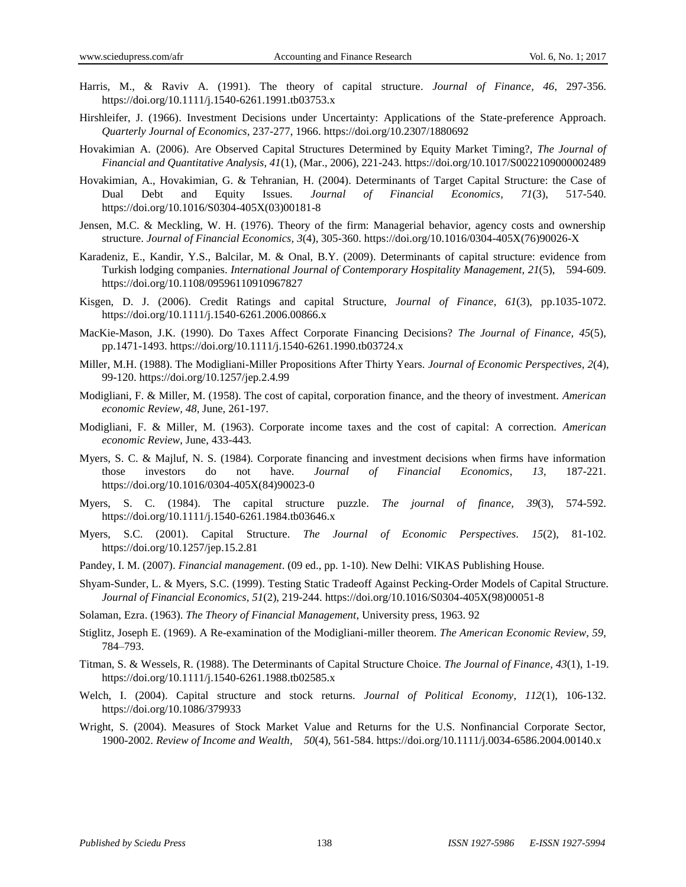Harris, M., & Raviv A. (1991). The theory of capital structure. *Journal of Finance, 46*, 297-356. https://doi.org/10.1111/j.1540-6261.1991.tb03753.x

Hirshleifer, J. (1966). Investment Decisions under Uncertainty: Applications of the State-preference Approach. *Quarterly Journal of Economics*, 237-277, 1966. https://doi.org/10.2307/1880692

Hovakimian A. (2006). Are Observed Capital Structures Determined by Equity Market Timing?, *The Journal of Financial and Quantitative Analysis, 41*(1), (Mar., 2006), 221-243. https://doi.org/10.1017/S0022109000002489

Hovakimian, A., Hovakimian, G. & Tehranian, H. (2004). Determinants of Target Capital Structure: the Case of Dual Debt and Equity Issues. *Journal of Financial Economics, 71*(3), 517-540. https://doi.org/10.1016/S0304-405X(03)00181-8

Jensen, M.C. & Meckling, W. H. (1976). Theory of the firm: Managerial behavior, agency costs and ownership structure. *Journal of Financial Economics, 3*(4), 305-360. https://doi.org/10.1016/0304-405X(76)90026-X

Karadeniz, E., Kandir, Y.S., Balcilar, M. & Onal, B.Y. (2009). Determinants of capital structure: evidence from Turkish lodging companies. *International Journal of Contemporary Hospitality Management, 21*(5), 594-609. https://doi.org/10.1108/09596110910967827

Kisgen, D. J. (2006). Credit Ratings and capital Structure, *Journal of Finance, 61*(3), pp.1035-1072. https://doi.org/10.1111/j.1540-6261.2006.00866.x

MacKie-Mason, J.K. (1990). Do Taxes Affect Corporate Financing Decisions? *The Journal of Finance, 45*(5), pp.1471-1493. https://doi.org/10.1111/j.1540-6261.1990.tb03724.x

Miller, M.H. (1988). The Modigliani-Miller Propositions After Thirty Years. *Journal of Economic Perspectives, 2*(4), 99-120. https://doi.org/10.1257/jep.2.4.99

Modigliani, F. & Miller, M. (1958). The cost of capital, corporation finance, and the theory of investment. *American economic Review, 48*, June, 261-197.

Modigliani, F. & Miller, M. (1963). Corporate income taxes and the cost of capital: A correction. *American economic Review*, June, 433-443.

Myers, S. C. & Majluf, N. S. (1984). Corporate financing and investment decisions when firms have information those investors do not have. *Journal of Financial Economics, 13*, 187-221. https://doi.org/10.1016/0304-405X(84)90023-0

Myers, S. C. (1984). The capital structure puzzle. *The journal of finance, 39*(3), 574-592. https://doi.org/10.1111/j.1540-6261.1984.tb03646.x

Myers, S.C. (2001). Capital Structure. *The Journal of Economic Perspectives. 15*(2), 81-102. https://doi.org/10.1257/jep.15.2.81

Pandey, I. M. (2007). *Financial management*. (09 ed., pp. 1-10). New Delhi: VIKAS Publishing House.

Shyam-Sunder, L. & Myers, S.C. (1999). Testing Static Tradeoff Against Pecking-Order Models of Capital Structure. *Journal of Financial Economics, 51*(2), 219-244. https://doi.org/10.1016/S0304-405X(98)00051-8

Solaman, Ezra. (1963). *The Theory of Financial Management*, University press, 1963. 92

Stiglitz, Joseph E. (1969). A Re-examination of the Modigliani-miller theorem. *The American Economic Review, 59*, 784–793.

Titman, S. & Wessels, R. (1988). The Determinants of Capital Structure Choice. *The Journal of Finance, 43*(1), 1-19. https://doi.org/10.1111/j.1540-6261.1988.tb02585.x

Welch, I. (2004). Capital structure and stock returns. *Journal of Political Economy, 112*(1), 106-132. https://doi.org/10.1086/379933

Wright, S. (2004). Measures of Stock Market Value and Returns for the U.S. Nonfinancial Corporate Sector, 1900-2002. *Review of Income and Wealth, 50*(4), 561-584. https://doi.org/10.1111/j.0034-6586.2004.00140.x